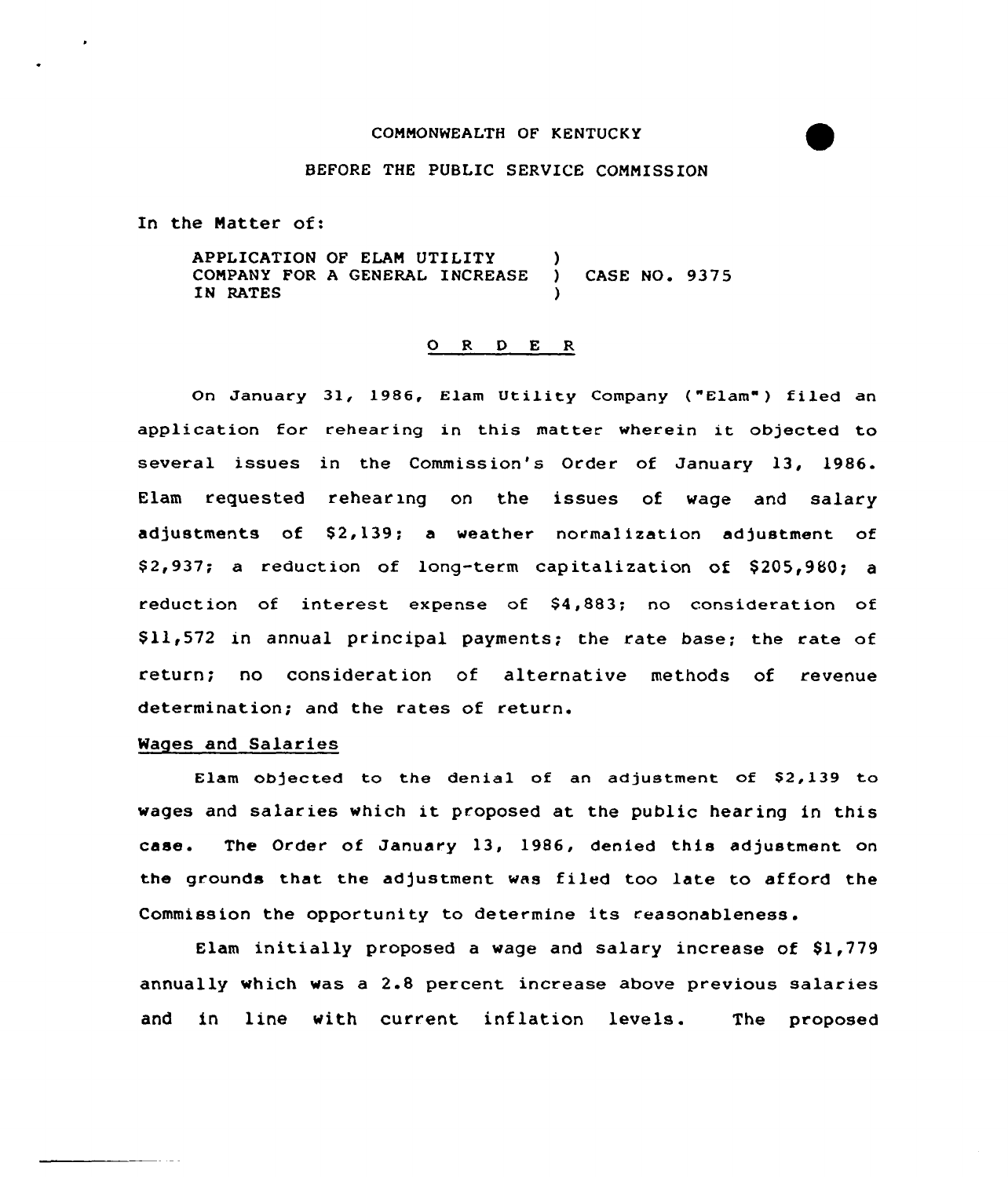COMMONWEALTH OF KENTUCKY

BEFORE THE PUBLIC SERVICE COMMISSION

In the Matter of:

APPLICATION OF ELAM UTILITY COMPANY FOR A GENERAL INCREASE IN RATES ) CASE NO. 9375

# O R D E R

On January 31, 1986, Elam Utility Company ("Elam") filed an application for rehearing in this matter wherein it objected to several issues in the Commission's Order of January 13, 1986. Elam requested rehearing on the issues of wage and salary adjustments of $2,139; a weather normalization adjustment of $2,937; a reduction of long-term capitalization of $205,980; a reduction of interest expense of $4,883; no consideration of $11,572 in annual principal payments; the rate base; the rate of return; no consideration of alternative methods of revenue determination; and the rates of return.

## Wages and Salaries

Elam objected to the denial of an adjustment of $2,139 to wages and salaries which it proposed at the public hearing in this case. The Order of January 13, 1986, denied this adjustment on the grounds that the adjustment was filed too late to afford the Commission the opportunity to determine its reasonableness.

Elam initially proposed a wage and salary increase of $1,779 annually which was a 2.8 percent increase above previous salaries and in line with current inflation levels. The proposed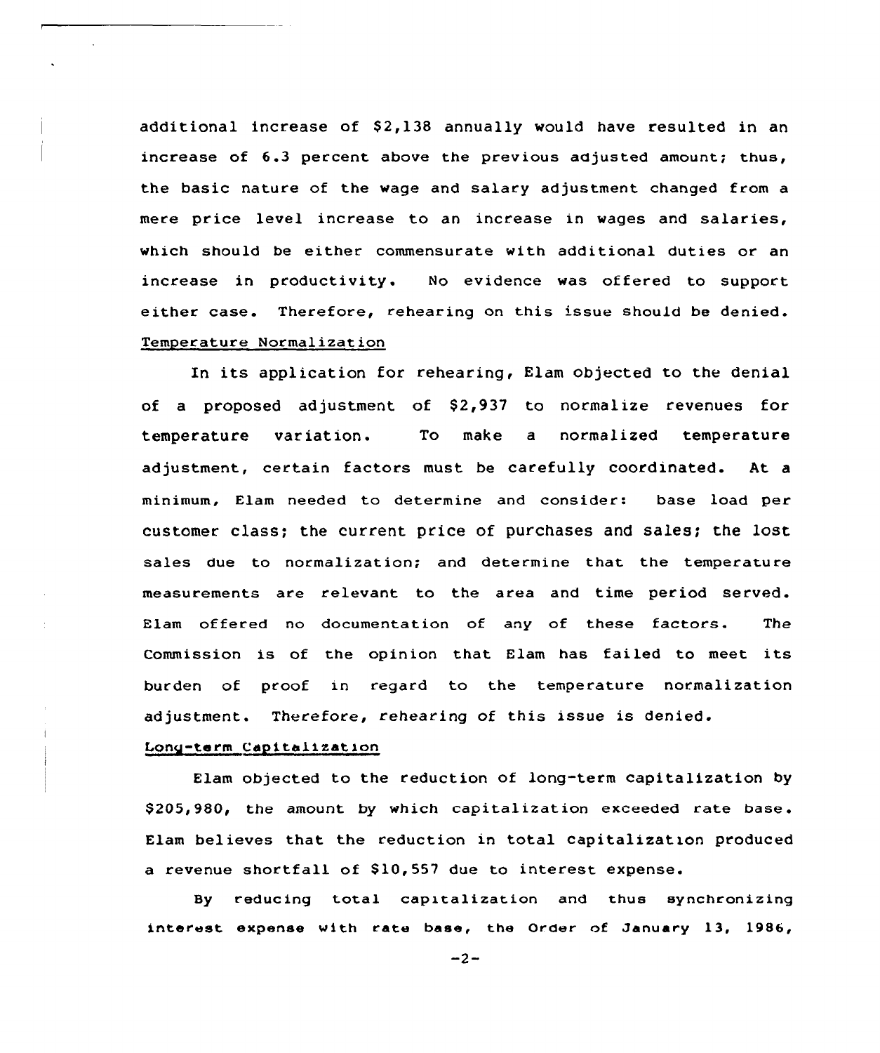additional increase of $2,138 annually would have resulted in an increase of 6.3 percent above the previous adjusted amount; thus, the basic nature of the wage and salary adjustment changed from a mere price level increase to an increase in wages and salaries, which should be either commensurate with additional duties or an increase in productivity. No evidence was offered to support either case. Therefore, rehearing on this issue should be denied.

Temperature Normalization

In its application for rehearing, Elam objected to the denial of a proposed adjustment of $2,937 to normalize revenues for temperature variation. To make a normalized temperature adjustment, certain factors must be carefully coordinated. At a minimum, Elam needed to determine and consider: base load per customer class; the current price of purchases and sales; the lost sales due to normalization; and determine that the temperature measurements are relevant to the area and time period served. Elam offered no documentation of any of these factors. The Commission is of the opinion that Elam has failed to meet its burden of proof in regard to the temperature normalization adjustment. Therefore, rehearing of this issue is denied.

Long-term Capitalization

Elam objected to the reduction of long-term capitalization by $205,980, the amount by which capitalization exceeded rate base. Elam believes that the reduction in total capitalization produced a revenue shortfall of $10,557 due to interest expense.

By reducing total capitalization and thus synchronizing interest expense with rate base, the Order of January 13, 1986,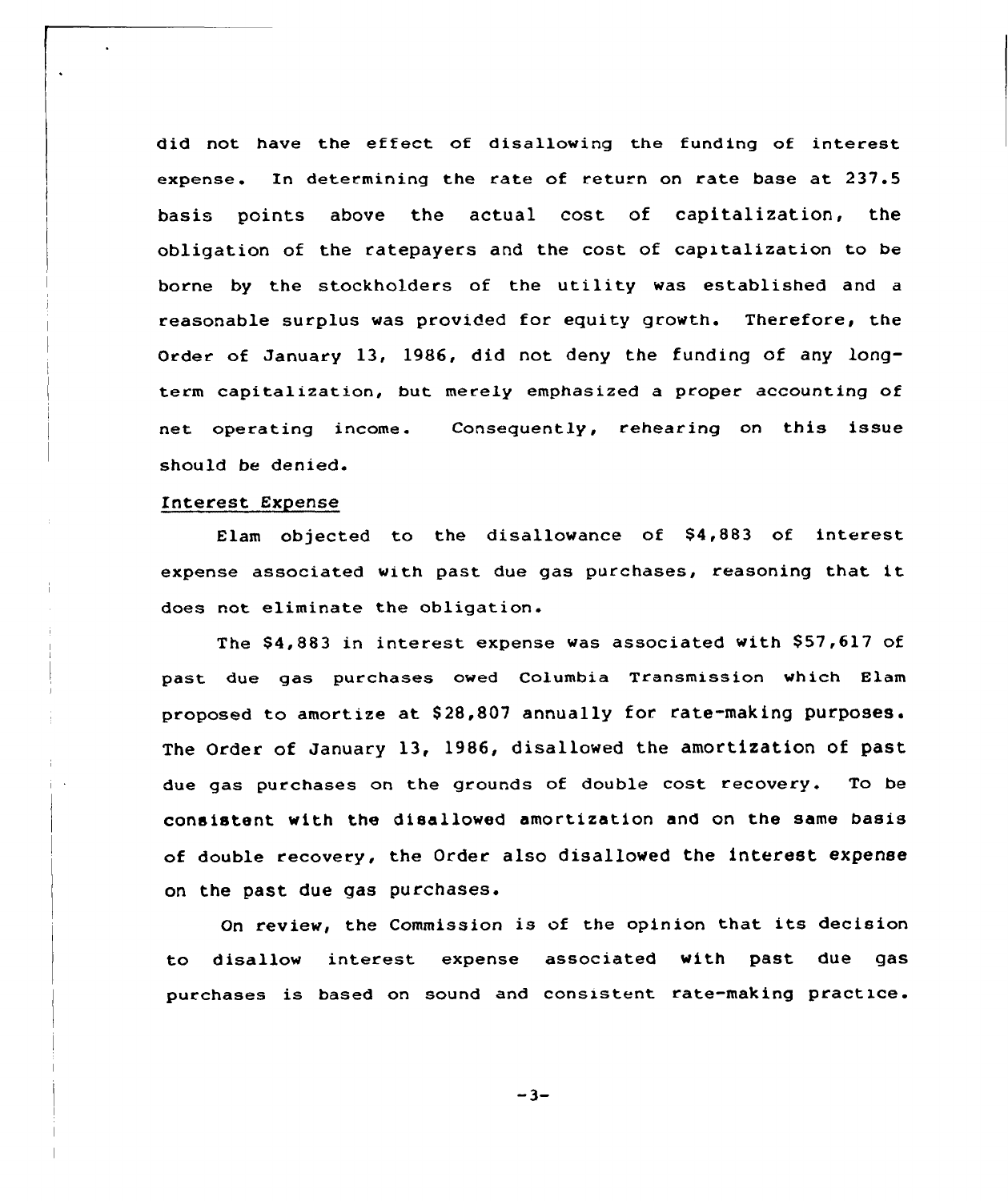did not have the effect of disallowing the funding of interest expense. In determining the rate of return on rate base at 237.5 basis points above the actual cost of capitalization, the obligation of the ratepayers and the cost of capitalization to be borne by the stockholders of the utility was established and a reasonable surplus was provided for equity growth. Therefore, the Order of January 13, 1986, did not deny the funding of any long-term capitalization, but merely emphasized a proper accounting of net operating income. Consequently, rehearing on this issue should be denied.

Interest Expense

Elam objected to the disallowance of $4,883 of interest expense associated with past due gas purchases, reasoning that it does not eliminate the obligation.

The $4,883 in interest expense was associated with $57,617 of past due gas purchases owed Columbia Transmission which Elam proposed to amortize at $28,807 annually for rate-making purposes. The Order of January 13, 1986, disallowed the amortization of past due gas purchases on the grounds of double cost recovery. To be consistent with the disallowed amortization and on the same basis of double recovery, the Order also disallowed the interest expense on the past due gas purchases.

On review, the Commission is of the opinion that its decision to disallow interest expense associated with past due gas purchases is based on sound and consistent rate-making practice.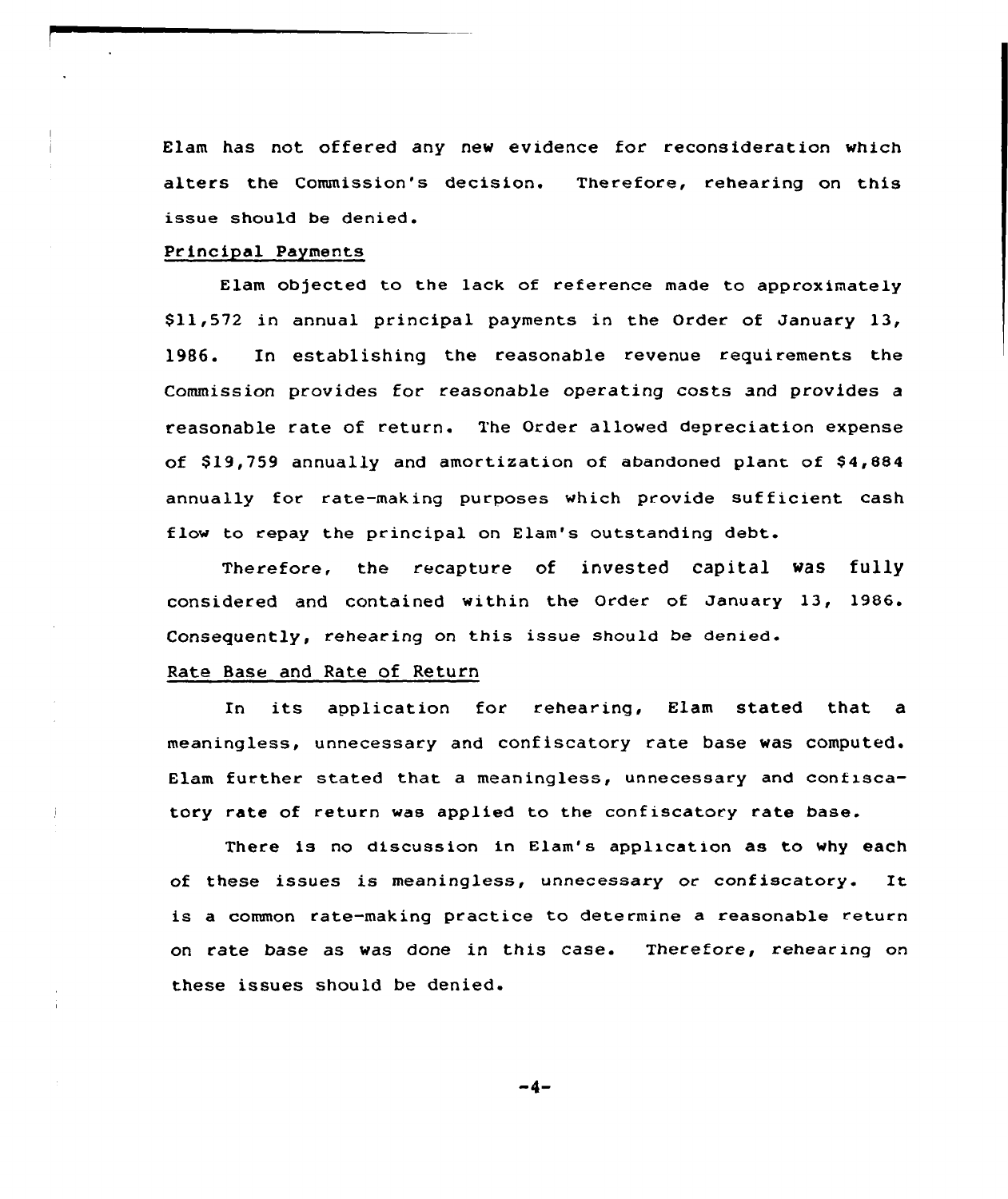Elam has not offered any new evidence for reconsideration which alters the Commission's decision. Therefore, rehearing on this issue should be denied.

Principal Payments

Elam objected to the lack of reference made to approximately $11,572 in annual principal payments in the Order of January 13, 1986. In establishing the reasonable revenue requirements the Commission provides for reasonable operating costs and provides a reasonable rate of return. The Order allowed depreciation expense of $19,759 annually and amortization of abandoned plant of $4,884 annually for rate-making purposes which provide sufficient cash flow to repay the principal on Elam's outstanding debt.

Therefore, the recapture of invested capital was fully considered and contained within the Order of January 13, 1986. Consequently, rehearing on this issue should be denied.

Rate Base and Rate of Return

In its application for rehearing, Elam stated that a meaningless, unnecessary and confiscatory rate base was computed. Elam further stated that a meaningless, unnecessary and confiscatory rate of return was applied to the confiscatory rate base.

There is no discussion in Elam's application as to why each of these issues is meaningless, unnecessary or confiscatory. It is a common rate-making practice to determine a reasonable return on rate base as was done in this case. Therefore, rehearing on these issues should be denied.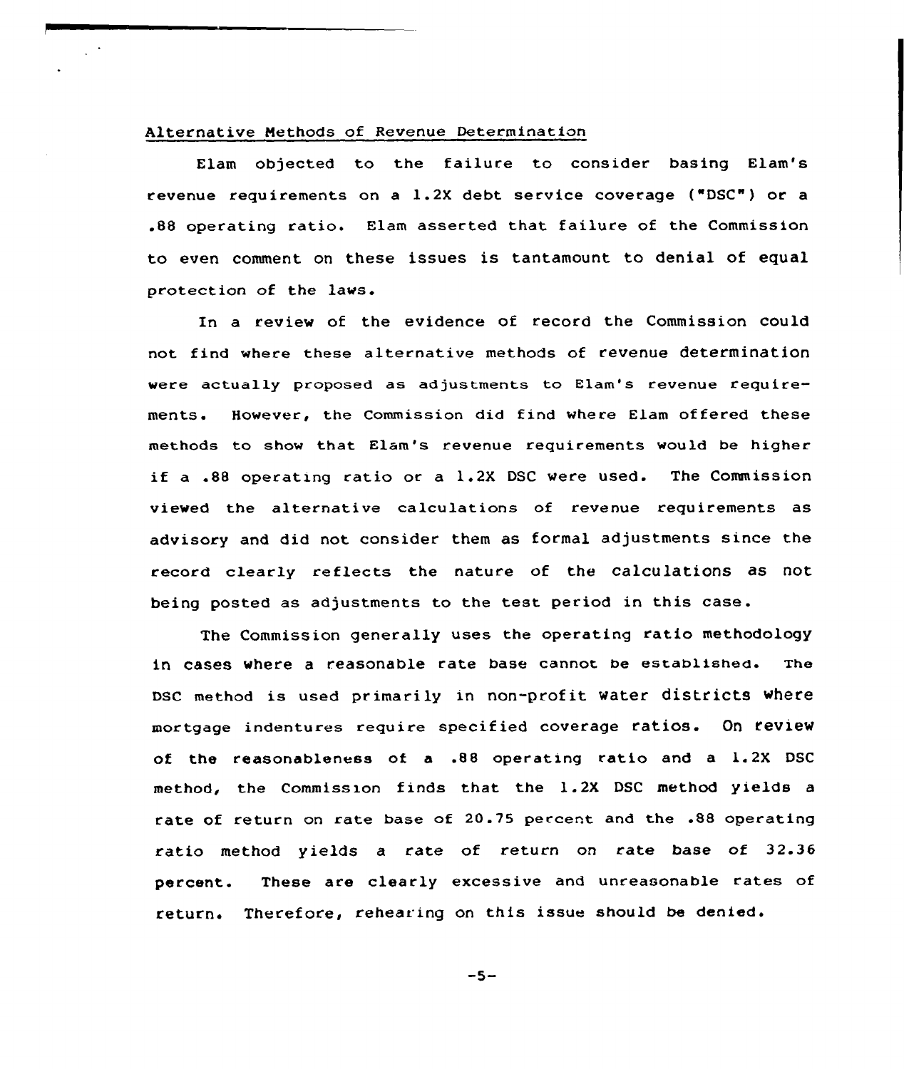Alternative Methods of Revenue Determination

Elam objected to the failure to consider basing Elam's revenue requirements on a 1.2X debt service coverage ("DSC") or a .88 operating ratio. Elam asserted that failure of the Commission to even comment on these issues is tantamount to denial of equal protection of the laws.

In a review of the evidence of record the Commission could not find where these alternative methods of revenue determination were actually proposed as adjustments to Elam's revenue requirements. However, the Commission did find where Elam offered these methods to show that Elam's revenue requirements would be higher if a .88 operating ratio or a 1.2X DSC were used. The Commission viewed the alternative calculations of revenue requirements as advisory and did not consider them as formal adjustments since the record clearly reflects the nature of the calculations as not being posted as adjustments to the test period in this case.

The Commission generally uses the operating ratio methodology in cases where a reasonable rate base cannot be established. The DSC method is used primarily in non-profit water districts where mortgage indentures require specified coverage ratios. On review of the reasonableness of a .88 operating ratio and a 1.2X DSC method, the Commission finds that the 1.2X DSC method yields a rate of return on rate base of 20.75 percent and the .88 operating ratio method yields a rate of return on rate base of 32.36 percent. These are clearly excessive and unreasonable rates of return. Therefore, rehearing on this issue should be denied.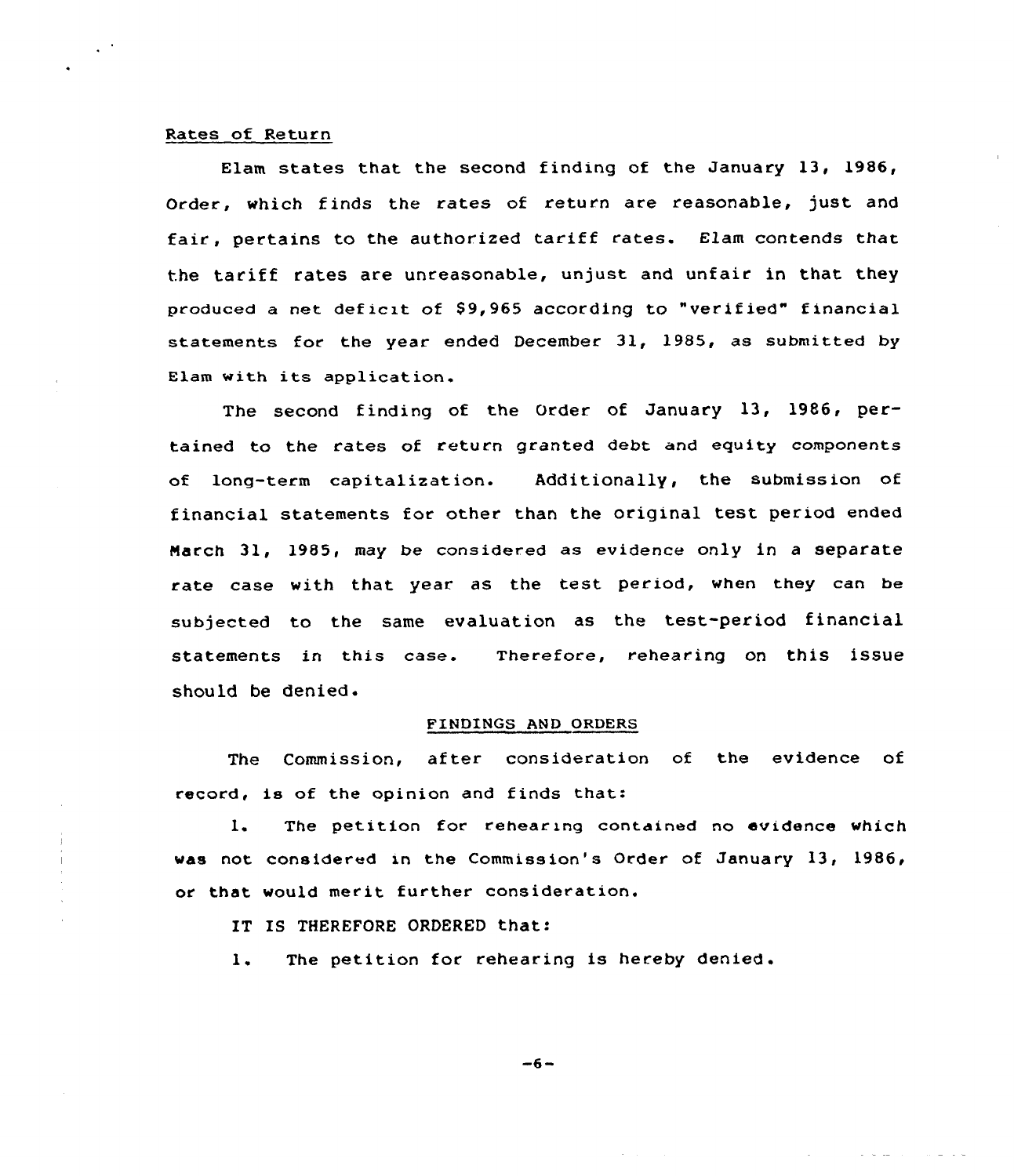Rates of Return

Elam states that the second finding of the January 13, 1986, Order, which finds the rates of return are reasonable, just and fair, pertains to the authorized tariff rates. Elam contends that the tariff rates are unreasonable, unjust and unfair in that they produced a net deficit of $9,965 according to "verified" financial statements for the year ended December 31, 1985, as submitted by Elam with its application.

The second finding of the Order of January 13, 1986, pertained to the rates of return granted debt and equity components of long-term capitalization. Additionally, the submission of financial statements for other than the original test period ended March 31, 1985, may be considered as evidence only in a separate rate case with that year as the test period, when they can be subjected to the same evaluation as the test-period financial statements in this case. Therefore, rehearing on this issue should be denied.

FINDINGS AND ORDERS

The Commission, after consideration of the evidence of record, is of the opinion and finds that:

1. The petition for rehearing contained no evidence which was not considered in the Commission's Order of January 13, 1986, or that would merit further consideration.

IT IS THEREFORE ORDERED that:

1. The petition for rehearing is hereby denied.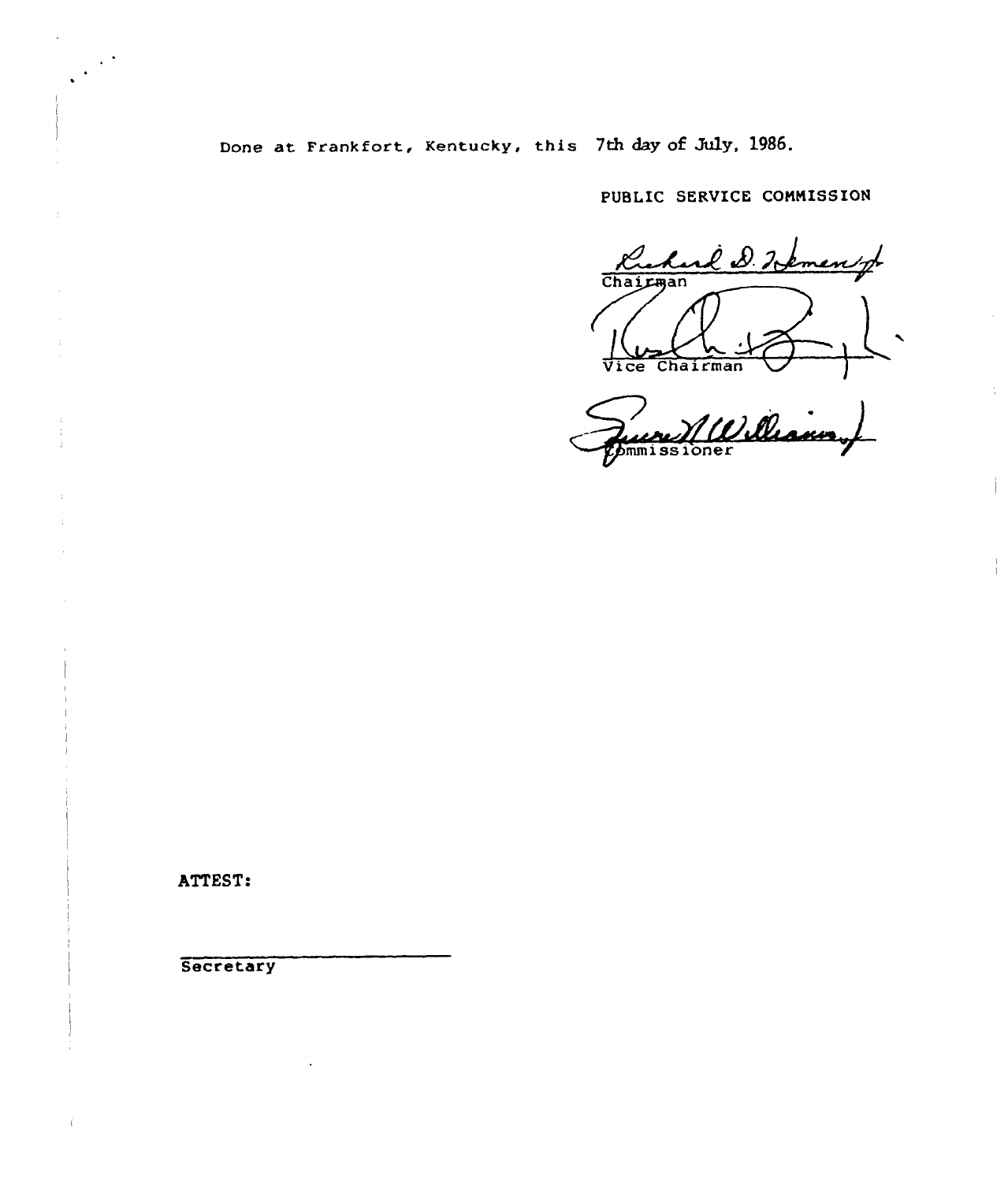Done at Frankfort, Kentucky, this 7th day of July, 1986.

PUBLIC SERVICE COMMISSION

Chairman

Vice Chairman

Commissioner

ATTEST:

Secretary